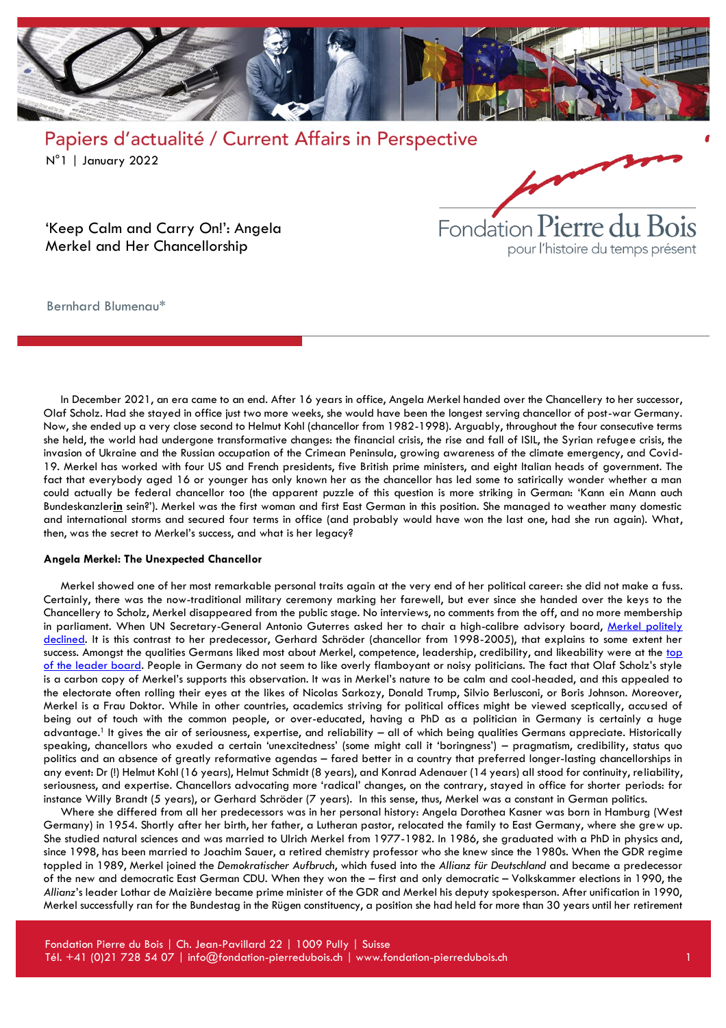Papiers d'actualité / Current Affairs in Perspective

N°1 | January 2022

Fondation Pierre du Bois pour l'histoire du temps présent

# 'Keep Calm and Carry On!': Angela Merkel and Her Chancellorship

Bernhard Blumenau*

In December 2021, an era came to an end. After 16 years in office, Angela Merkel handed over the Chancellery to her successor, Olaf Scholz. Had she stayed in office just two more weeks, she would have been the longest serving chancellor of post-war Germany. Now, she ended up a very close second to Helmut Kohl (chancellor from 1982-1998). Arguably, throughout the four consecutive terms she held, the world had undergone transformative changes: the financial crisis, the rise and fall of ISIL, the Syrian refugee crisis, the invasion of Ukraine and the Russian occupation of the Crimean Peninsula, growing awareness of the climate emergency, and Covid-19. Merkel has worked with four US and French presidents, five British prime ministers, and eight Italian heads of government. The fact that everybody aged 16 or younger has only known her as the chancellor has led some to satirically wonder whether a man could actually be federal chancellor too (the apparent puzzle of this question is more striking in German: 'Kann ein Mann auch Bundeskanzler**in** sein?'). Merkel was the first woman and first East German in this position. She managed to weather many domestic and international storms and secured four terms in office (and probably would have won the last one, had she run again). What, then, was the secret to Merkel's success, and what is her legacy?

## Angela Merkel: The Unexpected Chancellor

Merkel showed one of her most remarkable personal traits again at the very end of her political career: she did not make a fuss. Certainly, there was the now-traditional military ceremony marking her farewell, but ever since she handed over the keys to the Chancellery to Scholz, Merkel disappeared from the public stage. No interviews, no comments from the off, and no more membership in parliament. When UN Secretary-General Antonio Guterres asked her to chair a high-calibre advisory board, Merkel politely declined. It is this contrast to her predecessor, Gerhard Schröder (chancellor from 1998-2005), that explains to some extent her success. Amongst the qualities Germans liked most about Merkel, competence, leadership, credibility, and likeability were at the top of the leader board. People in Germany do not seem to like overly flamboyant or noisy politicians. The fact that Olaf Scholz's style is a carbon copy of Merkel's supports this observation. It was in Merkel's nature to be calm and cool-headed, and this appealed to the electorate often rolling their eyes at the likes of Nicolas Sarkozy, Donald Trump, Silvio Berlusconi, or Boris Johnson. Moreover, Merkel is a Frau Doktor. While in other countries, academics striving for political offices might be viewed sceptically, accused of being out of touch with the common people, or over-educated, having a PhD as a politician in Germany is certainly a huge advantage.[1] It gives the air of seriousness, expertise, and reliability – all of which being qualities Germans appreciate. Historically speaking, chancellors who exuded a certain 'unexcitedness' (some might call it 'boringness') – pragmatism, credibility, status quo politics and an absence of greatly reformative agendas – fared better in a country that preferred longer-lasting chancellorships in any event: Dr (!) Helmut Kohl (16 years), Helmut Schmidt (8 years), and Konrad Adenauer (14 years) all stood for continuity, reliability, seriousness, and expertise. Chancellors advocating more 'radical' changes, on the contrary, stayed in office for shorter periods: for instance Willy Brandt (5 years), or Gerhard Schröder (7 years). In this sense, thus, Merkel was a constant in German politics.

Where she differed from all her predecessors was in her personal history: Angela Dorothea Kasner was born in Hamburg (West Germany) in 1954. Shortly after her birth, her father, a Lutheran pastor, relocated the family to East Germany, where she grew up. She studied natural sciences and was married to Ulrich Merkel from 1977-1982. In 1986, she graduated with a PhD in physics and, since 1998, has been married to Joachim Sauer, a retired chemistry professor who she knew since the 1980s. When the GDR regime toppled in 1989, Merkel joined the *Demokratischer Aufbruch*, which fused into the *Allianz für Deutschland* and became a predecessor of the new and democratic East German CDU. When they won the – first and only democratic – Volkskammer elections in 1990, the *Allianz*'s leader Lothar de Maizière became prime minister of the GDR and Merkel his deputy spokesperson. After unification in 1990, Merkel successfully ran for the Bundestag in the Rügen constituency, a position she had held for more than 30 years until her retirement

Fondation Pierre du Bois | Ch. Jean-Pavillard 22 | 1009 Pully | Suisse
Tél. +41 (0)21 728 54 07 | info@fondation-pierredubois.ch | www.fondation-pierredubois.ch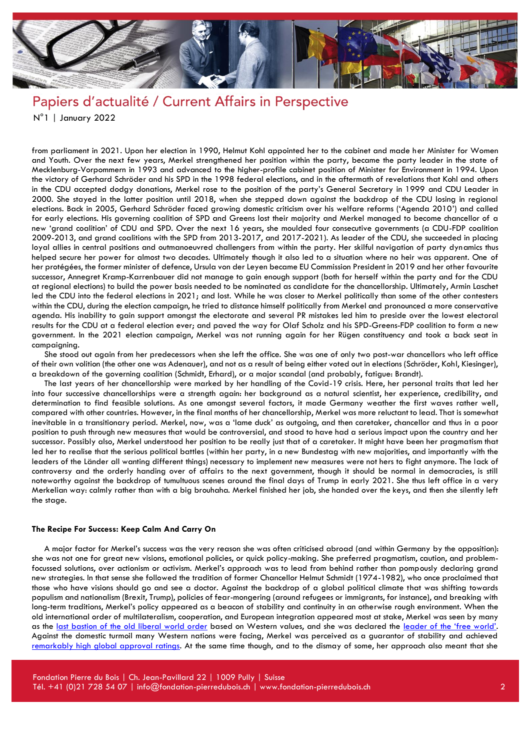from parliament in 2021. Upon her election in 1990, Helmut Kohl appointed her to the cabinet and made her Minister for Women and Youth. Over the next few years, Merkel strengthened her position within the party, became the party leader in the state of Mecklenburg-Vorpommern in 1993 and advanced to the higher-profile cabinet position of Minister for Environment in 1994. Upon the victory of Gerhard Schröder and his SPD in the 1998 federal elections, and in the aftermath of revelations that Kohl and others in the CDU accepted dodgy donations, Merkel rose to the position of the party's General Secretary in 1999 and CDU Leader in 2000. She stayed in the latter position until 2018, when she stepped down against the backdrop of the CDU losing in regional elections. Back in 2005, Gerhard Schröder faced growing domestic criticism over his welfare reforms ('Agenda 2010') and called for early elections. His governing coalition of SPD and Greens lost their majority and Merkel managed to become chancellor of a new 'grand coalition' of CDU and SPD. Over the next 16 years, she moulded four consecutive governments (a CDU-FDP coalition 2009-2013, and grand coalitions with the SPD from 2013-2017, and 2017-2021). As leader of the CDU, she succeeded in placing loyal allies in central positions and outmanoeuvred challengers from within the party. Her skilful navigation of party dynamics thus helped secure her power for almost two decades. Ultimately though it also led to a situation where no heir was apparent. One of her protégées, the former minister of defence, Ursula von der Leyen became EU Commission President in 2019 and her other favourite successor, Annegret Kramp-Karrenbauer did not manage to gain enough support (both for herself within the party and for the CDU at regional elections) to build the power basis needed to be nominated as candidate for the chancellorship. Ultimately, Armin Laschet led the CDU into the federal elections in 2021; and lost. While he was closer to Merkel politically than some of the other contesters within the CDU, during the election campaign, he tried to distance himself politically from Merkel and pronounced a more conservative agenda. His inability to gain support amongst the electorate and several PR mistakes led him to preside over the lowest electoral results for the CDU at a federal election ever; and paved the way for Olaf Scholz and his SPD-Greens-FDP coalition to form a new government. In the 2021 election campaign, Merkel was not running again for her Rügen constituency and took a back seat in campaigning.

She stood out again from her predecessors when she left the office. She was one of only two post-war chancellors who left office of their own volition (the other one was Adenauer), and not as a result of being either voted out in elections (Schröder, Kohl, Kiesinger), a breakdown of the governing coalition (Schmidt, Erhard), or a major scandal (and probably, fatigue: Brandt).

The last years of her chancellorship were marked by her handling of the Covid-19 crisis. Here, her personal traits that led her into four successive chancellorships were a strength again: her background as a natural scientist, her experience, credibility, and determination to find feasible solutions. As one amongst several factors, it made Germany weather the first waves rather well, compared with other countries. However, in the final months of her chancellorship, Merkel was more reluctant to lead. That is somewhat inevitable in a transitionary period. Merkel, now, was a 'lame duck' as outgoing, and then caretaker, chancellor and thus in a poor position to push through new measures that would be controversial, and stood to have had a serious impact upon the country and her successor. Possibly also, Merkel understood her position to be really just that of a caretaker. It might have been her pragmatism that led her to realise that the serious political battles (within her party, in a new Bundestag with new majorities, and importantly with the leaders of the Länder all wanting different things) necessary to implement new measures were not hers to fight anymore. The lack of controversy and the orderly handing over of affairs to the next government, though it should be normal in democracies, is still noteworthy against the backdrop of tumultuous scenes around the final days of Trump in early 2021. She thus left office in a very Merkelian way: calmly rather than with a big brouhaha. Merkel finished her job, she handed over the keys, and then she silently left the stage.

#### The Recipe For Success: Keep Calm And Carry On

A major factor for Merkel's success was the very reason she was often criticised abroad (and within Germany by the opposition): she was not one for great new visions, emotional policies, or quick policy-making. She preferred pragmatism, caution, and problem-focussed solutions, over actionism or activism. Merkel's approach was to lead from behind rather than pompously declaring grand new strategies. In that sense she followed the tradition of former Chancellor Helmut Schmidt (1974-1982), who once proclaimed that those who have visions should go and see a doctor. Against the backdrop of a global political climate that was shifting towards populism and nationalism (Brexit, Trump), policies of fear-mongering (around refugees or immigrants, for instance), and breaking with long-term traditions, Merkel's policy appeared as a beacon of stability and continuity in an otherwise rough environment. When the old international order of multilateralism, cooperation, and European integration appeared most at stake, Merkel was seen by many as the last bastion of the old liberal world order based on Western values, and she was declared the leader of the 'free world'. Against the domestic turmoil many Western nations were facing, Merkel was perceived as a guarantor of stability and achieved remarkably high global approval ratings. At the same time though, and to the dismay of some, her approach also meant that she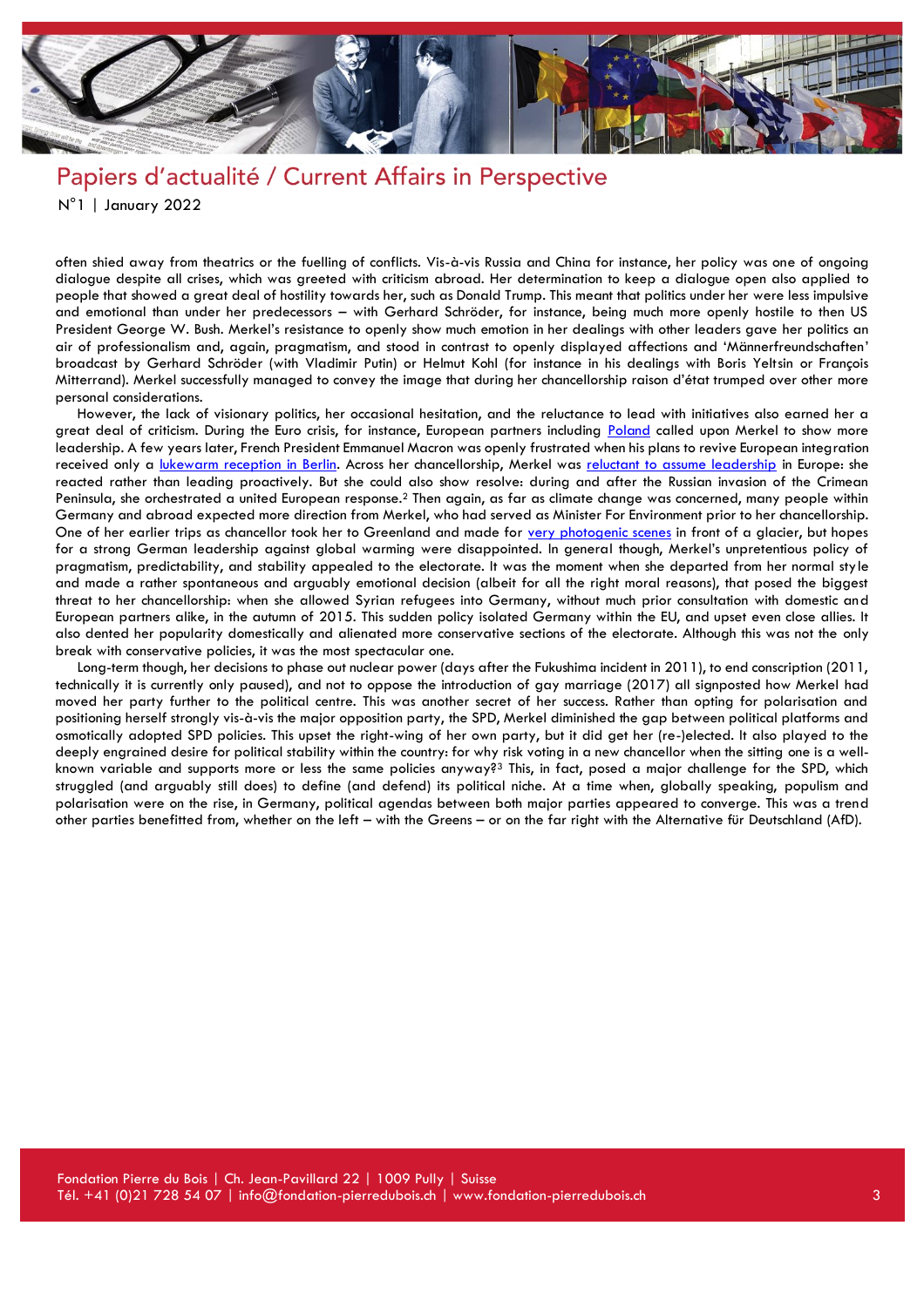often shied away from theatrics or the fuelling of conflicts. Vis-à-vis Russia and China for instance, her policy was one of ongoing dialogue despite all crises, which was greeted with criticism abroad. Her determination to keep a dialogue open also applied to people that showed a great deal of hostility towards her, such as Donald Trump. This meant that politics under her were less impulsive and emotional than under her predecessors – with Gerhard Schröder, for instance, being much more openly hostile to then US President George W. Bush. Merkel's resistance to openly show much emotion in her dealings with other leaders gave her politics an air of professionalism and, again, pragmatism, and stood in contrast to openly displayed affections and 'Männerfreundschaften' broadcast by Gerhard Schröder (with Vladimir Putin) or Helmut Kohl (for instance in his dealings with Boris Yeltsin or François Mitterrand). Merkel successfully managed to convey the image that during her chancellorship raison d'état trumped over other more personal considerations.

However, the lack of visionary politics, her occasional hesitation, and the reluctance to lead with initiatives also earned her a great deal of criticism. During the Euro crisis, for instance, European partners including Poland called upon Merkel to show more leadership. A few years later, French President Emmanuel Macron was openly frustrated when his plans to revive European integration received only a lukewarm reception in Berlin. Across her chancellorship, Merkel was reluctant to assume leadership in Europe: she reacted rather than leading proactively. But she could also show resolve: during and after the Russian invasion of the Crimean Peninsula, she orchestrated a united European response.[2] Then again, as far as climate change was concerned, many people within Germany and abroad expected more direction from Merkel, who had served as Minister For Environment prior to her chancellorship. One of her earlier trips as chancellor took her to Greenland and made for very photogenic scenes in front of a glacier, but hopes for a strong German leadership against global warming were disappointed. In general though, Merkel's unpretentious policy of pragmatism, predictability, and stability appealed to the electorate. It was the moment when she departed from her normal style and made a rather spontaneous and arguably emotional decision (albeit for all the right moral reasons), that posed the biggest threat to her chancellorship: when she allowed Syrian refugees into Germany, without much prior consultation with domestic and European partners alike, in the autumn of 2015. This sudden policy isolated Germany within the EU, and upset even close allies. It also dented her popularity domestically and alienated more conservative sections of the electorate. Although this was not the only break with conservative policies, it was the most spectacular one.

Long-term though, her decisions to phase out nuclear power (days after the Fukushima incident in 2011), to end conscription (2011, technically it is currently only paused), and not to oppose the introduction of gay marriage (2017) all signposted how Merkel had moved her party further to the political centre. This was another secret of her success. Rather than opting for polarisation and positioning herself strongly vis-à-vis the major opposition party, the SPD, Merkel diminished the gap between political platforms and osmotically adopted SPD policies. This upset the right-wing of her own party, but it did get her (re-)elected. It also played to the deeply engrained desire for political stability within the country: for why risk voting in a new chancellor when the sitting one is a well-known variable and supports more or less the same policies anyway?[3] This, in fact, posed a major challenge for the SPD, which struggled (and arguably still does) to define (and defend) its political niche. At a time when, globally speaking, populism and polarisation were on the rise, in Germany, political agendas between both major parties appeared to converge. This was a trend other parties benefitted from, whether on the left – with the Greens – or on the far right with the Alternative für Deutschland (AfD).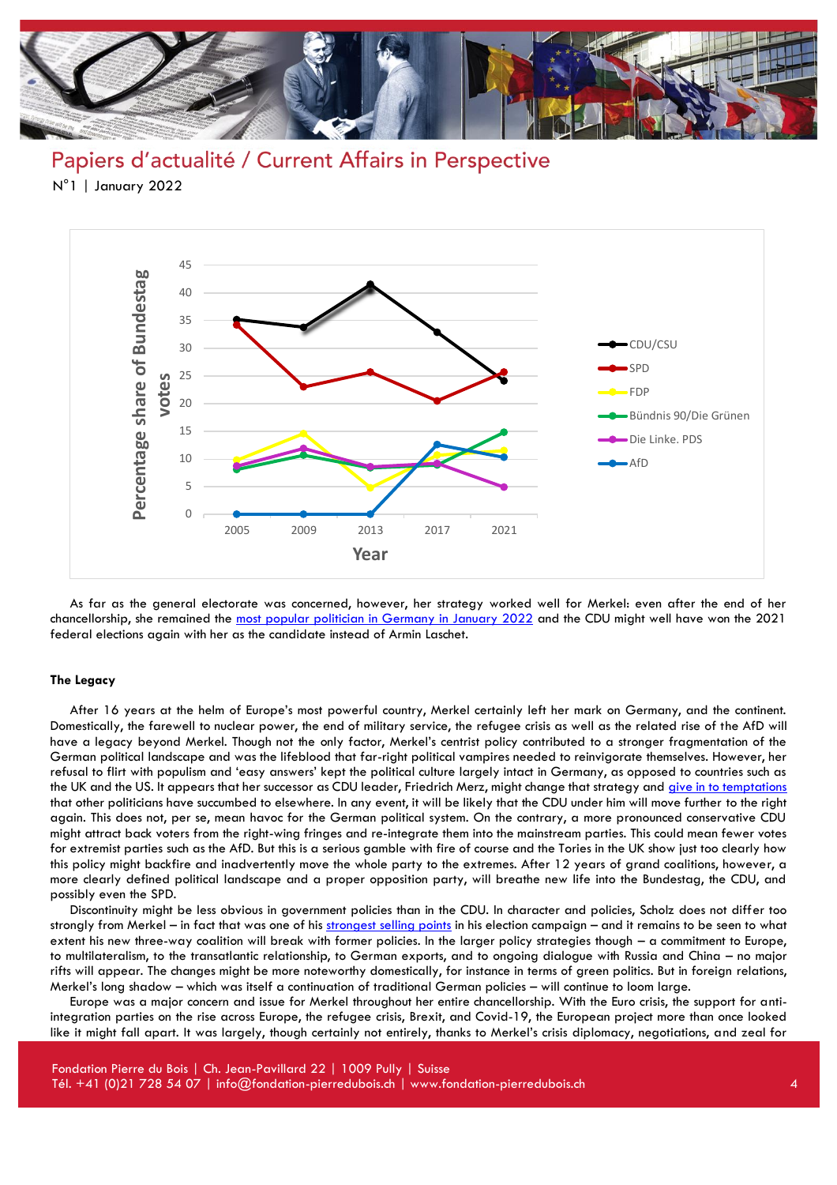As far as the general electorate was concerned, however, her strategy worked well for Merkel: even after the end of her chancellorship, she remained the most popular politician in Germany in January 2022 and the CDU might well have won the 2021 federal elections again with her as the candidate instead of Armin Laschet.

**The Legacy**

After 16 years at the helm of Europe's most powerful country, Merkel certainly left her mark on Germany, and the continent. Domestically, the farewell to nuclear power, the end of military service, the refugee crisis as well as the related rise of the AfD will have a legacy beyond Merkel. Though not the only factor, Merkel's centrist policy contributed to a stronger fragmentation of the German political landscape and was the lifeblood that far-right political vampires needed to reinvigorate themselves. However, her refusal to flirt with populism and 'easy answers' kept the political culture largely intact in Germany, as opposed to countries such as the UK and the US. It appears that her successor as CDU leader, Friedrich Merz, might change that strategy and give in to temptations that other politicians have succumbed to elsewhere. In any event, it will be likely that the CDU under him will move further to the right again. This does not, per se, mean havoc for the German political system. On the contrary, a more pronounced conservative CDU might attract back voters from the right-wing fringes and re-integrate them into the mainstream parties. This could mean fewer votes for extremist parties such as the AfD. But this is a serious gamble with fire of course and the Tories in the UK show just too clearly how this policy might backfire and inadvertently move the whole party to the extremes. After 12 years of grand coalitions, however, a more clearly defined political landscape and a proper opposition party, will breathe new life into the Bundestag, the CDU, and possibly even the SPD.

Discontinuity might be less obvious in government policies than in the CDU. In character and policies, Scholz does not differ too strongly from Merkel – in fact that was one of his strongest selling points in his election campaign – and it remains to be seen to what extent his new three-way coalition will break with former policies. In the larger policy strategies though – a commitment to Europe, to multilateralism, to the transatlantic relationship, to German exports, and to ongoing dialogue with Russia and China – no major rifts will appear. The changes might be more noteworthy domestically, for instance in terms of green politics. But in foreign relations, Merkel's long shadow – which was itself a continuation of traditional German policies – will continue to loom large.

Europe was a major concern and issue for Merkel throughout her entire chancellorship. With the Euro crisis, the support for anti-integration parties on the rise across Europe, the refugee crisis, Brexit, and Covid-19, the European project more than once looked like it might fall apart. It was largely, though certainly not entirely, thanks to Merkel's crisis diplomacy, negotiations, and zeal for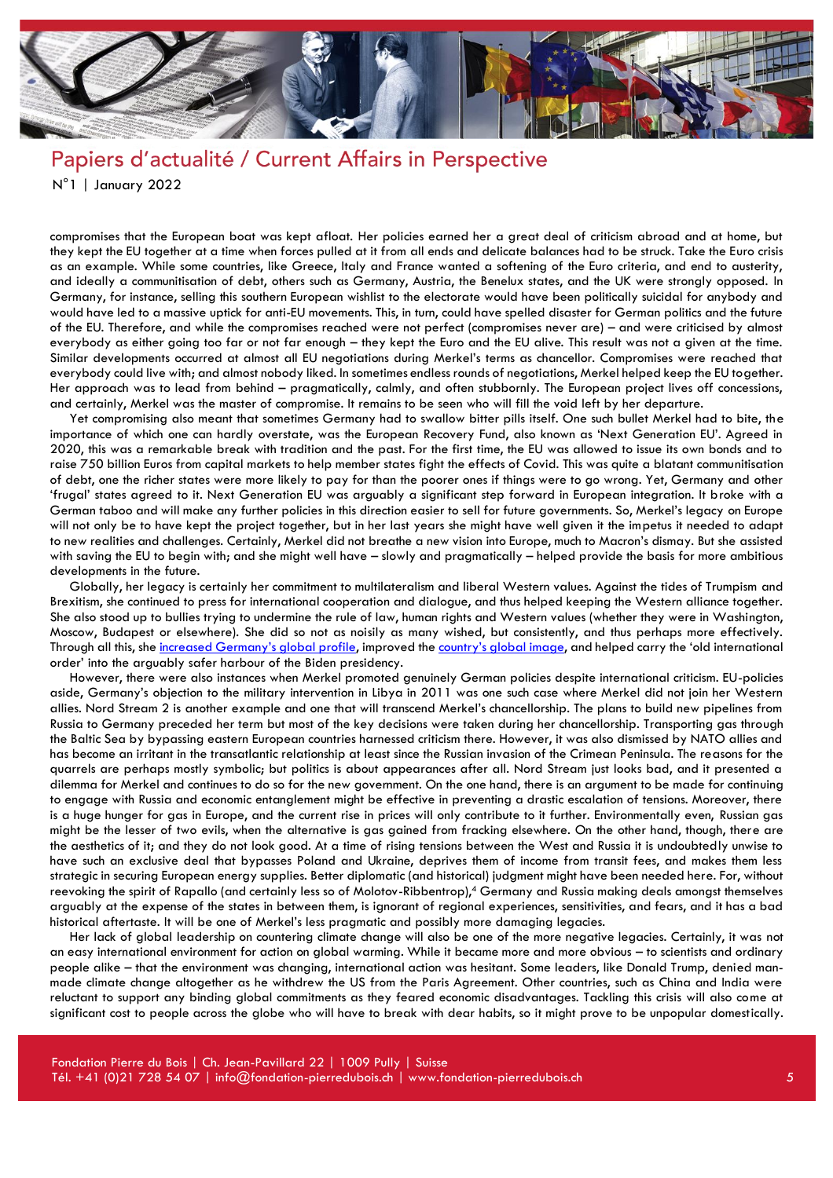compromises that the European boat was kept afloat. Her policies earned her a great deal of criticism abroad and at home, but they kept the EU together at a time when forces pulled at it from all ends and delicate balances had to be struck. Take the Euro crisis as an example. While some countries, like Greece, Italy and France wanted a softening of the Euro criteria, and end to austerity, and ideally a communitisation of debt, others such as Germany, Austria, the Benelux states, and the UK were strongly opposed. In Germany, for instance, selling this southern European wishlist to the electorate would have been politically suicidal for anybody and would have led to a massive uptick for anti-EU movements. This, in turn, could have spelled disaster for German politics and the future of the EU. Therefore, and while the compromises reached were not perfect (compromises never are) – and were criticised by almost everybody as either going too far or not far enough – they kept the Euro and the EU alive. This result was not a given at the time. Similar developments occurred at almost all EU negotiations during Merkel's terms as chancellor. Compromises were reached that everybody could live with; and almost nobody liked. In sometimes endless rounds of negotiations, Merkel helped keep the EU together. Her approach was to lead from behind – pragmatically, calmly, and often stubbornly. The European project lives off concessions, and certainly, Merkel was the master of compromise. It remains to be seen who will fill the void left by her departure.

Yet compromising also meant that sometimes Germany had to swallow bitter pills itself. One such bullet Merkel had to bite, the importance of which one can hardly overstate, was the European Recovery Fund, also known as 'Next Generation EU'. Agreed in 2020, this was a remarkable break with tradition and the past. For the first time, the EU was allowed to issue its own bonds and to raise 750 billion Euros from capital markets to help member states fight the effects of Covid. This was quite a blatant communitisation of debt, one the richer states were more likely to pay for than the poorer ones if things were to go wrong. Yet, Germany and other 'frugal' states agreed to it. Next Generation EU was arguably a significant step forward in European integration. It broke with a German taboo and will make any further policies in this direction easier to sell for future governments. So, Merkel's legacy on Europe will not only be to have kept the project together, but in her last years she might have well given it the impetus it needed to adapt to new realities and challenges. Certainly, Merkel did not breathe a new vision into Europe, much to Macron's dismay. But she assisted with saving the EU to begin with; and she might well have – slowly and pragmatically – helped provide the basis for more ambitious developments in the future.

Globally, her legacy is certainly her commitment to multilateralism and liberal Western values. Against the tides of Trumpism and Brexitism, she continued to press for international cooperation and dialogue, and thus helped keeping the Western alliance together. She also stood up to bullies trying to undermine the rule of law, human rights and Western values (whether they were in Washington, Moscow, Budapest or elsewhere). She did so not as noisily as many wished, but consistently, and thus perhaps more effectively. Through all this, she increased Germany's global profile, improved the country's global image, and helped carry the 'old international order' into the arguably safer harbour of the Biden presidency.

However, there were also instances when Merkel promoted genuinely German policies despite international criticism. EU-policies aside, Germany's objection to the military intervention in Libya in 2011 was one such case where Merkel did not join her Western allies. Nord Stream 2 is another example and one that will transcend Merkel's chancellorship. The plans to build new pipelines from Russia to Germany preceded her term but most of the key decisions were taken during her chancellorship. Transporting gas through the Baltic Sea by bypassing eastern European countries harnessed criticism there. However, it was also dismissed by NATO allies and has become an irritant in the transatlantic relationship at least since the Russian invasion of the Crimean Peninsula. The reasons for the quarrels are perhaps mostly symbolic; but politics is about appearances after all. Nord Stream just looks bad, and it presented a dilemma for Merkel and continues to do so for the new government. On the one hand, there is an argument to be made for continuing to engage with Russia and economic entanglement might be effective in preventing a drastic escalation of tensions. Moreover, there is a huge hunger for gas in Europe, and the current rise in prices will only contribute to it further. Environmentally even, Russian gas might be the lesser of two evils, when the alternative is gas gained from fracking elsewhere. On the other hand, though, there are the aesthetics of it; and they do not look good. At a time of rising tensions between the West and Russia it is undoubtedly unwise to have such an exclusive deal that bypasses Poland and Ukraine, deprives them of income from transit fees, and makes them less strategic in securing European energy supplies. Better diplomatic (and historical) judgment might have been needed here. For, without reevoking the spirit of Rapallo (and certainly less so of Molotov-Ribbentrop),[4] Germany and Russia making deals amongst themselves arguably at the expense of the states in between them, is ignorant of regional experiences, sensitivities, and fears, and it has a bad historical aftertaste. It will be one of Merkel's less pragmatic and possibly more damaging legacies.

Her lack of global leadership on countering climate change will also be one of the more negative legacies. Certainly, it was not an easy international environment for action on global warming. While it became more and more obvious – to scientists and ordinary people alike – that the environment was changing, international action was hesitant. Some leaders, like Donald Trump, denied man-made climate change altogether as he withdrew the US from the Paris Agreement. Other countries, such as China and India were reluctant to support any binding global commitments as they feared economic disadvantages. Tackling this crisis will also come at significant cost to people across the globe who will have to break with dear habits, so it might prove to be unpopular domestically.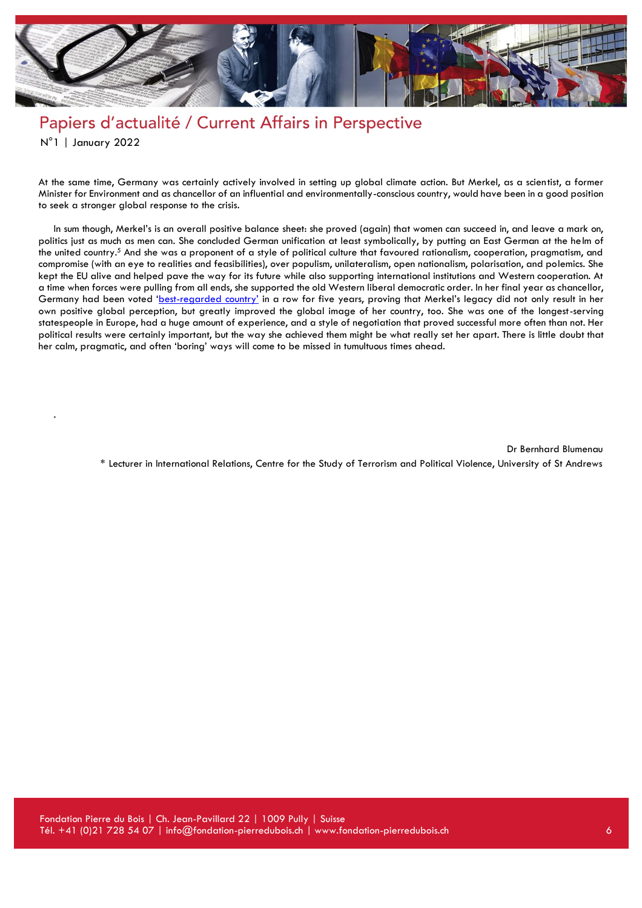At the same time, Germany was certainly actively involved in setting up global climate action. But Merkel, as a scientist, a former Minister for Environment and as chancellor of an influential and environmentally-conscious country, would have been in a good position to seek a stronger global response to the crisis.

In sum though, Merkel's is an overall positive balance sheet: she proved (again) that women can succeed in, and leave a mark on, politics just as much as men can. She concluded German unification at least symbolically, by putting an East German at the helm of the united country.[5] And she was a proponent of a style of political culture that favoured rationalism, cooperation, pragmatism, and compromise (with an eye to realities and feasibilities), over populism, unilateralism, open nationalism, polarisation, and polemics. She kept the EU alive and helped pave the way for its future while also supporting international institutions and Western cooperation. At a time when forces were pulling from all ends, she supported the old Western liberal democratic order. In her final year as chancellor, Germany had been voted 'best-regarded country' in a row for five years, proving that Merkel's legacy did not only result in her own positive global perception, but greatly improved the global image of her country, too. She was one of the longest-serving statespeople in Europe, had a huge amount of experience, and a style of negotiation that proved successful more often than not. Her political results were certainly important, but the way she achieved them might be what really set her apart. There is little doubt that her calm, pragmatic, and often 'boring' ways will come to be missed in tumultuous times ahead.

Dr Bernhard Blumenau

\* Lecturer in International Relations, Centre for the Study of Terrorism and Political Violence, University of St Andrews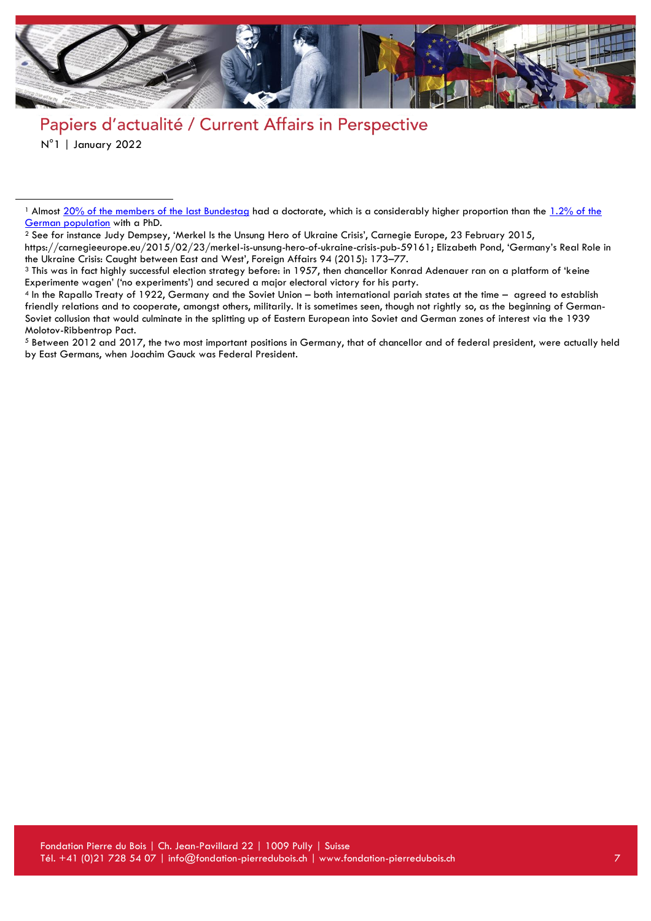[1] Almost 20% of the members of the last Bundestag had a doctorate, which is a considerably higher proportion than the 1.2% of the German population with a PhD.

[2] See for instance Judy Dempsey, 'Merkel Is the Unsung Hero of Ukraine Crisis', Carnegie Europe, 23 February 2015, https://carnegieeurope.eu/2015/02/23/merkel-is-unsung-hero-of-ukraine-crisis-pub-59161; Elizabeth Pond, 'Germany's Real Role in the Ukraine Crisis: Caught between East and West', Foreign Affairs 94 (2015): 173–77.

[3] This was in fact highly successful election strategy before: in 1957, then chancellor Konrad Adenauer ran on a platform of 'keine Experimente wagen' ('no experiments') and secured a major electoral victory for his party.

[4] In the Rapallo Treaty of 1922, Germany and the Soviet Union – both international pariah states at the time – agreed to establish friendly relations and to cooperate, amongst others, militarily. It is sometimes seen, though not rightly so, as the beginning of German-Soviet collusion that would culminate in the splitting up of Eastern European into Soviet and German zones of interest via the 1939 Molotov-Ribbentrop Pact.

[5] Between 2012 and 2017, the two most important positions in Germany, that of chancellor and of federal president, were actually held by East Germans, when Joachim Gauck was Federal President.